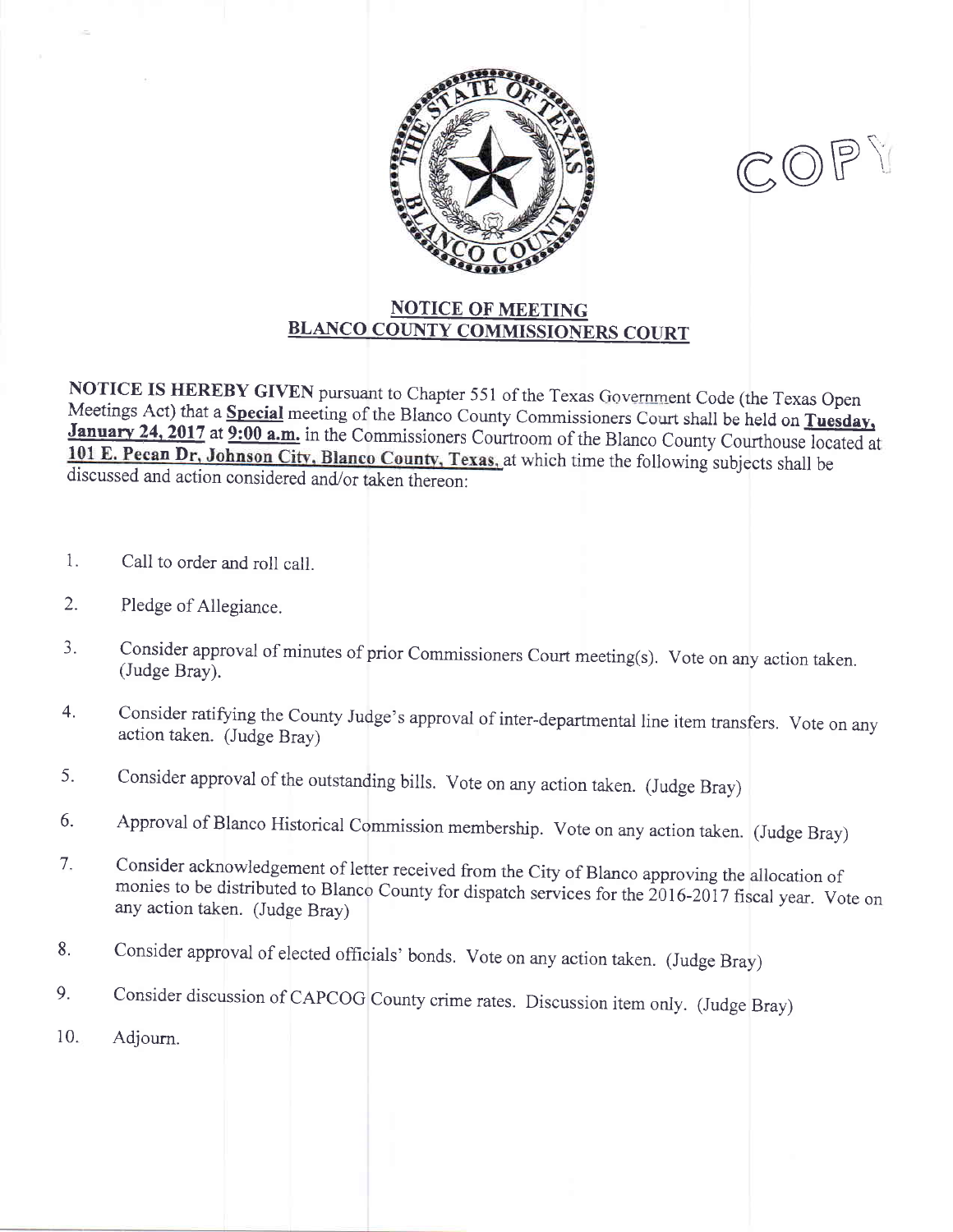COPY

## NOTICE OF MEETING
## BLANCO COUNTY COMMISSIONERS COURT

**NOTICE IS HEREBY GIVEN** pursuant to Chapter 551 of the Texas Government Code (the Texas Open Meetings Act) that a **Special** meeting of the Blanco County Commissioners Court shall be held on **Tuesday, January 24, 2017** at **9:00 a.m.** in the Commissioners Courtroom of the Blanco County Courthouse located at **101 E. Pecan Dr, Johnson City, Blanco County, Texas,** at which time the following subjects shall be discussed and action considered and/or taken thereon:

1. Call to order and roll call.
2. Pledge of Allegiance.
3. Consider approval of minutes of prior Commissioners Court meeting(s). Vote on any action taken. (Judge Bray).
4. Consider ratifying the County Judge's approval of inter-departmental line item transfers. Vote on any action taken. (Judge Bray)
5. Consider approval of the outstanding bills. Vote on any action taken. (Judge Bray)
6. Approval of Blanco Historical Commission membership. Vote on any action taken. (Judge Bray)
7. Consider acknowledgement of letter received from the City of Blanco approving the allocation of monies to be distributed to Blanco County for dispatch services for the 2016-2017 fiscal year. Vote on any action taken. (Judge Bray)
8. Consider approval of elected officials' bonds. Vote on any action taken. (Judge Bray)
9. Consider discussion of CAPCOG County crime rates. Discussion item only. (Judge Bray)
10. Adjourn.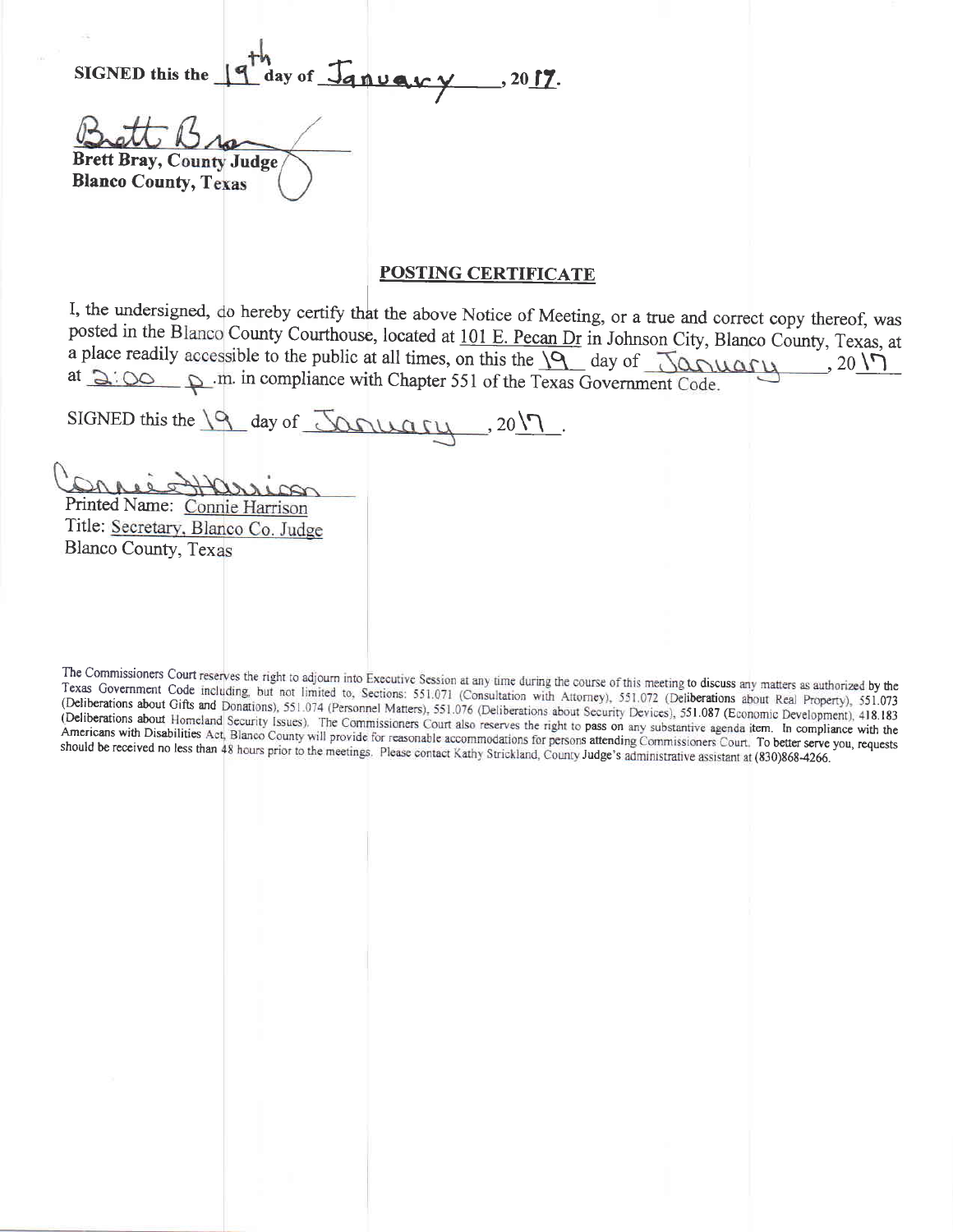SIGNED this the 19th day of January, 2017.

Brett Bray

**Brett Bray, County Judge**
**Blanco County, Texas**

## POSTING CERTIFICATE

I, the undersigned, do hereby certify that the above Notice of Meeting, or a true and correct copy thereof, was posted in the Blanco County Courthouse, located at 101 E. Pecan Dr in Johnson City, Blanco County, Texas, at a place readily accessible to the public at all times, on this the 19 day of January, 2017 at 2:00 p.m. in compliance with Chapter 551 of the Texas Government Code.

SIGNED this the 19 day of January, 2017.

Connie Harrison

Printed Name: Connie Harrison
Title: Secretary, Blanco Co. Judge
Blanco County, Texas

The Commissioners Court reserves the right to adjourn into Executive Session at any time during the course of this meeting to discuss any matters as authorized by the Texas Government Code including, but not limited to, Sections: 551.071 (Consultation with Attorney), 551.072 (Deliberations about Real Property), 551.073 (Deliberations about Gifts and Donations), 551.074 (Personnel Matters), 551.076 (Deliberations about Security Devices), 551.087 (Economic Development), 418.183 (Deliberations about Homeland Security Issues). The Commissioners Court also reserves the right to pass on any substantive agenda item. In compliance with the Americans with Disabilities Act, Blanco County will provide for reasonable accommodations for persons attending Commissioners Court. To better serve you, requests should be received no less than 48 hours prior to the meetings. Please contact Kathy Strickland, County Judge's administrative assistant at (830)868-4266.